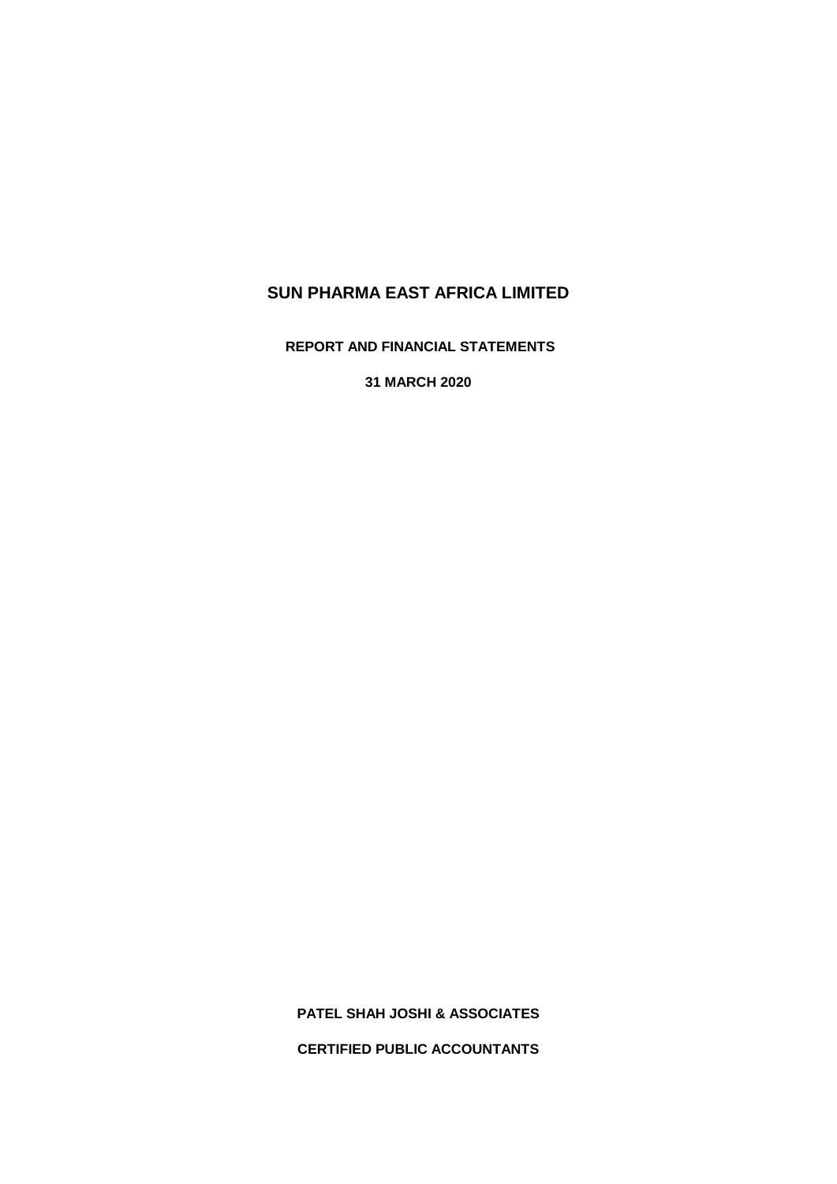# SUN PHARMA EAST AFRICA LIMITED

**REPORT AND FINANCIAL STATEMENTS**

**31 MARCH 2020**

**PATEL SHAH JOSHI & ASSOCIATES**

**CERTIFIED PUBLIC ACCOUNTANTS**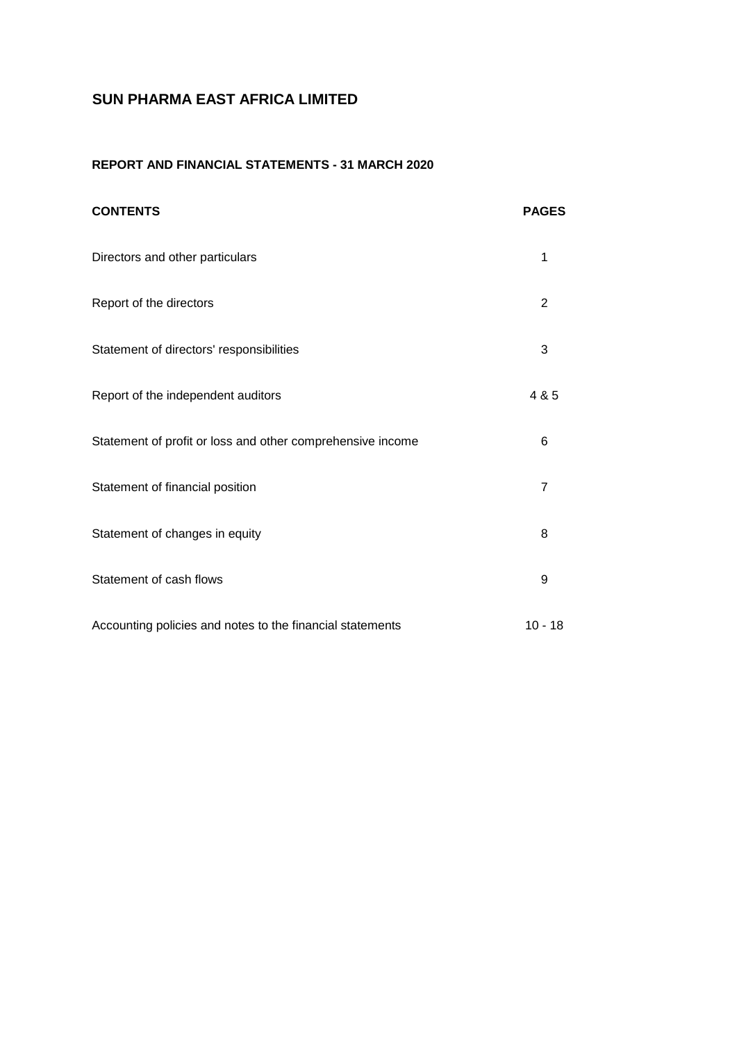# SUN PHARMA EAST AFRICA LIMITED

## REPORT AND FINANCIAL STATEMENTS - 31 MARCH 2020

| CONTENTS | PAGES |
|---|---|
| Directors and other particulars | 1 |
| Report of the directors | 2 |
| Statement of directors' responsibilities | 3 |
| Report of the independent auditors | 4 & 5 |
| Statement of profit or loss and other comprehensive income | 6 |
| Statement of financial position | 7 |
| Statement of changes in equity | 8 |
| Statement of cash flows | 9 |
| Accounting policies and notes to the financial statements | 10 - 18 |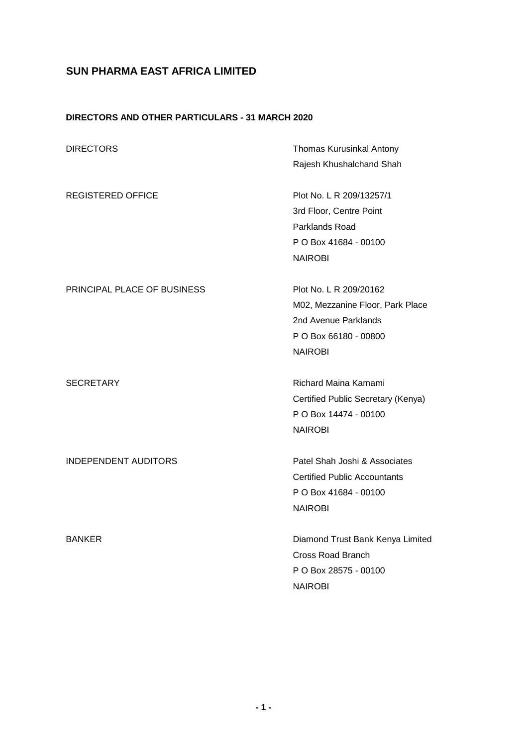# SUN PHARMA EAST AFRICA LIMITED

## DIRECTORS AND OTHER PARTICULARS - 31 MARCH 2020

| | |
|---|---|
| DIRECTORS | Thomas Kurusinkal Antony<br>Rajesh Khushalchand Shah |
| REGISTERED OFFICE | Plot No. L R 209/13257/1<br>3rd Floor, Centre Point<br>Parklands Road<br>P O Box 41684 - 00100<br>NAIROBI |
| PRINCIPAL PLACE OF BUSINESS | Plot No. L R 209/20162<br>M02, Mezzanine Floor, Park Place<br>2nd Avenue Parklands<br>P O Box 66180 - 00800<br>NAIROBI |
| SECRETARY | Richard Maina Kamami<br>Certified Public Secretary (Kenya)<br>P O Box 14474 - 00100<br>NAIROBI |
| INDEPENDENT AUDITORS | Patel Shah Joshi & Associates<br>Certified Public Accountants<br>P O Box 41684 - 00100<br>NAIROBI |
| BANKER | Diamond Trust Bank Kenya Limited<br>Cross Road Branch<br>P O Box 28575 - 00100<br>NAIROBI |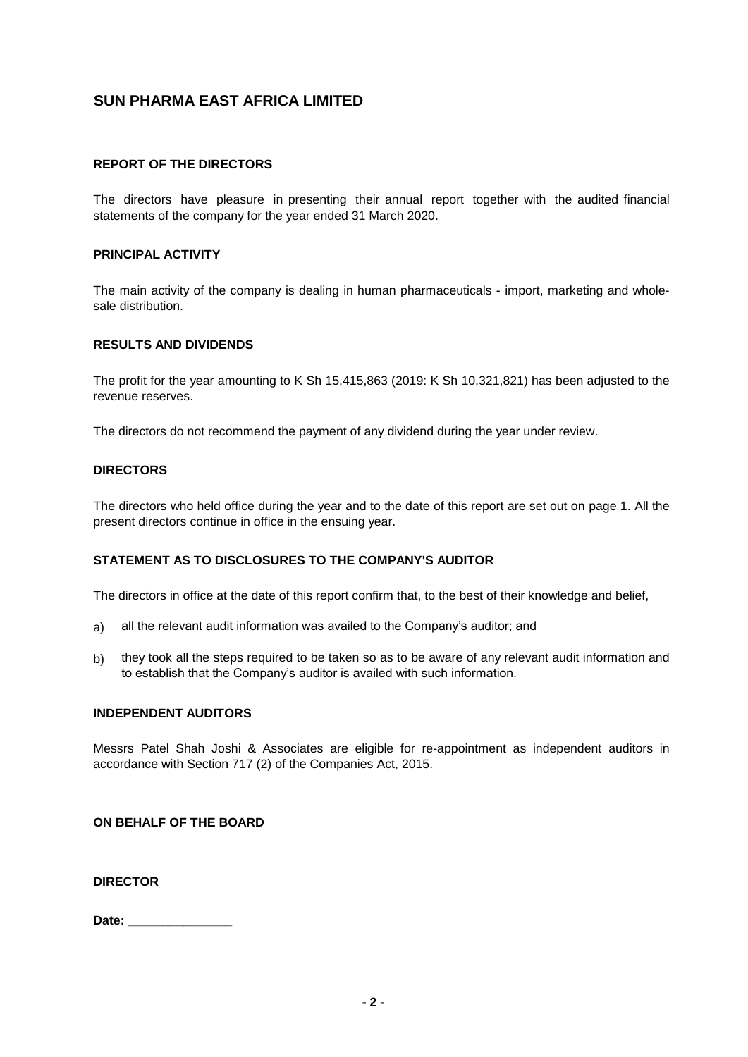# SUN PHARMA EAST AFRICA LIMITED

## REPORT OF THE DIRECTORS

The directors have pleasure in presenting their annual report together with the audited financial statements of the company for the year ended 31 March 2020.

### PRINCIPAL ACTIVITY

The main activity of the company is dealing in human pharmaceuticals - import, marketing and wholesale distribution.

### RESULTS AND DIVIDENDS

The profit for the year amounting to K Sh 15,415,863 (2019: K Sh 10,321,821) has been adjusted to the revenue reserves.

The directors do not recommend the payment of any dividend during the year under review.

### DIRECTORS

The directors who held office during the year and to the date of this report are set out on page 1. All the present directors continue in office in the ensuing year.

### STATEMENT AS TO DISCLOSURES TO THE COMPANY'S AUDITOR

The directors in office at the date of this report confirm that, to the best of their knowledge and belief,

a) all the relevant audit information was availed to the Company's auditor; and

b) they took all the steps required to be taken so as to be aware of any relevant audit information and to establish that the Company's auditor is availed with such information.

### INDEPENDENT AUDITORS

Messrs Patel Shah Joshi & Associates are eligible for re-appointment as independent auditors in accordance with Section 717 (2) of the Companies Act, 2015.

**ON BEHALF OF THE BOARD**

**DIRECTOR**

**Date:** _______________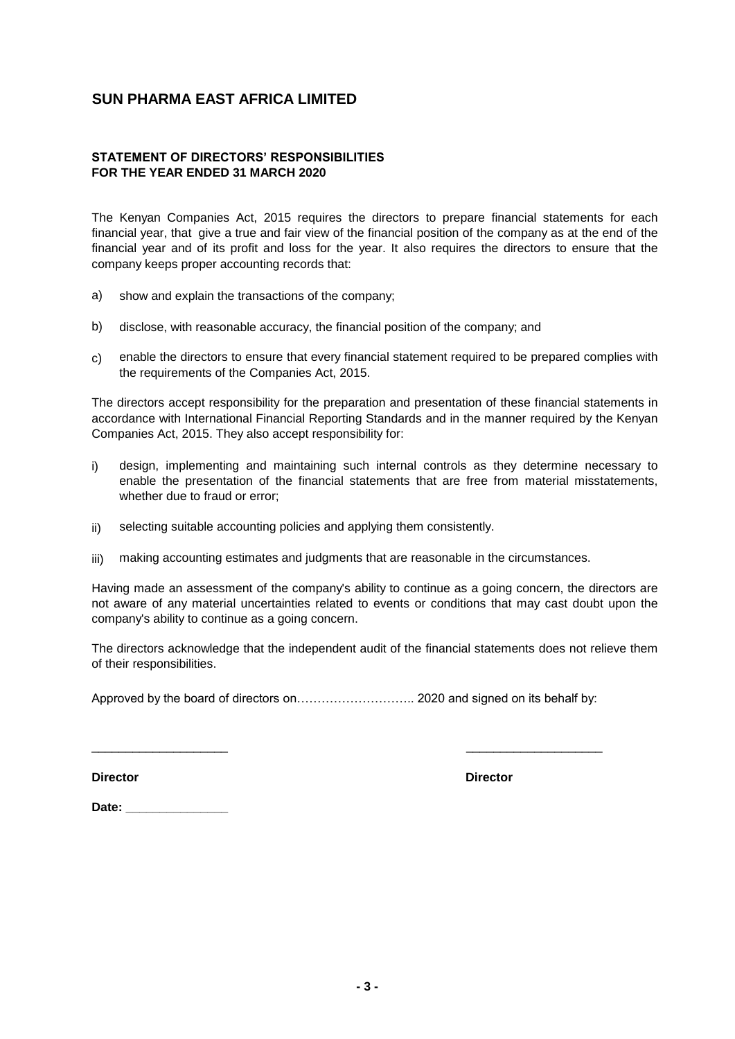# SUN PHARMA EAST AFRICA LIMITED

### STATEMENT OF DIRECTORS' RESPONSIBILITIES
### FOR THE YEAR ENDED 31 MARCH 2020

The Kenyan Companies Act, 2015 requires the directors to prepare financial statements for each financial year, that give a true and fair view of the financial position of the company as at the end of the financial year and of its profit and loss for the year. It also requires the directors to ensure that the company keeps proper accounting records that:

a) show and explain the transactions of the company;

b) disclose, with reasonable accuracy, the financial position of the company; and

c) enable the directors to ensure that every financial statement required to be prepared complies with the requirements of the Companies Act, 2015.

The directors accept responsibility for the preparation and presentation of these financial statements in accordance with International Financial Reporting Standards and in the manner required by the Kenyan Companies Act, 2015. They also accept responsibility for:

i) design, implementing and maintaining such internal controls as they determine necessary to enable the presentation of the financial statements that are free from material misstatements, whether due to fraud or error;

ii) selecting suitable accounting policies and applying them consistently.

iii) making accounting estimates and judgments that are reasonable in the circumstances.

Having made an assessment of the company's ability to continue as a going concern, the directors are not aware of any material uncertainties related to events or conditions that may cast doubt upon the company's ability to continue as a going concern.

The directors acknowledge that the independent audit of the financial statements does not relieve them of their responsibilities.

Approved by the board of directors on……………………….. 2020 and signed on its behalf by:

____________________ ____________________

**Director** **Director**

**Date: _______________**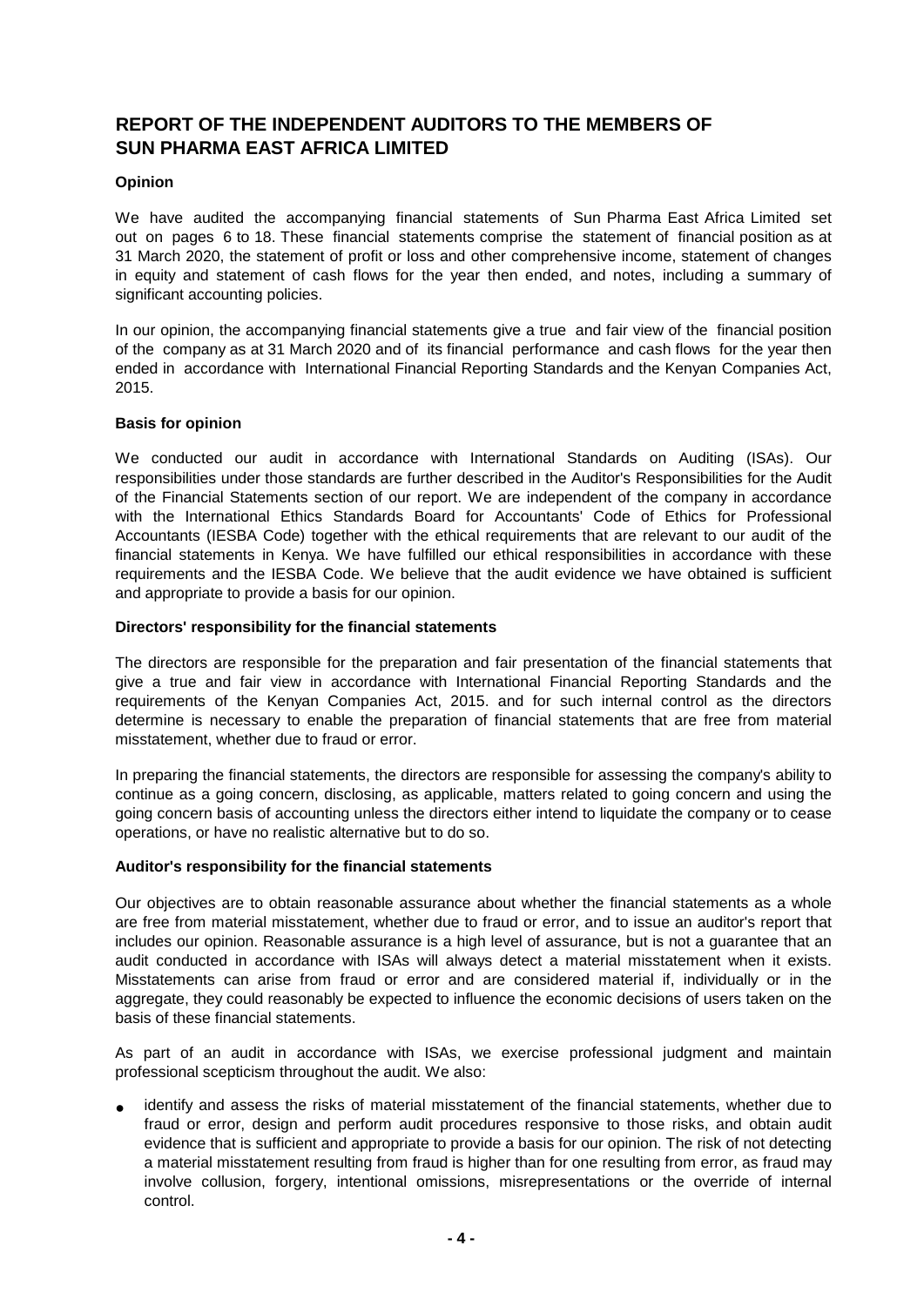# REPORT OF THE INDEPENDENT AUDITORS TO THE MEMBERS OF SUN PHARMA EAST AFRICA LIMITED

### Opinion

We have audited the accompanying financial statements of Sun Pharma East Africa Limited set out on pages 6 to 18. These financial statements comprise the statement of financial position as at 31 March 2020, the statement of profit or loss and other comprehensive income, statement of changes in equity and statement of cash flows for the year then ended, and notes, including a summary of significant accounting policies.

In our opinion, the accompanying financial statements give a true and fair view of the financial position of the company as at 31 March 2020 and of its financial performance and cash flows for the year then ended in accordance with International Financial Reporting Standards and the Kenyan Companies Act, 2015.

### Basis for opinion

We conducted our audit in accordance with International Standards on Auditing (ISAs). Our responsibilities under those standards are further described in the Auditor's Responsibilities for the Audit of the Financial Statements section of our report. We are independent of the company in accordance with the International Ethics Standards Board for Accountants' Code of Ethics for Professional Accountants (IESBA Code) together with the ethical requirements that are relevant to our audit of the financial statements in Kenya. We have fulfilled our ethical responsibilities in accordance with these requirements and the IESBA Code. We believe that the audit evidence we have obtained is sufficient and appropriate to provide a basis for our opinion.

### Directors' responsibility for the financial statements

The directors are responsible for the preparation and fair presentation of the financial statements that give a true and fair view in accordance with International Financial Reporting Standards and the requirements of the Kenyan Companies Act, 2015. and for such internal control as the directors determine is necessary to enable the preparation of financial statements that are free from material misstatement, whether due to fraud or error.

In preparing the financial statements, the directors are responsible for assessing the company's ability to continue as a going concern, disclosing, as applicable, matters related to going concern and using the going concern basis of accounting unless the directors either intend to liquidate the company or to cease operations, or have no realistic alternative but to do so.

### Auditor's responsibility for the financial statements

Our objectives are to obtain reasonable assurance about whether the financial statements as a whole are free from material misstatement, whether due to fraud or error, and to issue an auditor's report that includes our opinion. Reasonable assurance is a high level of assurance, but is not a guarantee that an audit conducted in accordance with ISAs will always detect a material misstatement when it exists. Misstatements can arise from fraud or error and are considered material if, individually or in the aggregate, they could reasonably be expected to influence the economic decisions of users taken on the basis of these financial statements.

As part of an audit in accordance with ISAs, we exercise professional judgment and maintain professional scepticism throughout the audit. We also:

- identify and assess the risks of material misstatement of the financial statements, whether due to fraud or error, design and perform audit procedures responsive to those risks, and obtain audit evidence that is sufficient and appropriate to provide a basis for our opinion. The risk of not detecting a material misstatement resulting from fraud is higher than for one resulting from error, as fraud may involve collusion, forgery, intentional omissions, misrepresentations or the override of internal control.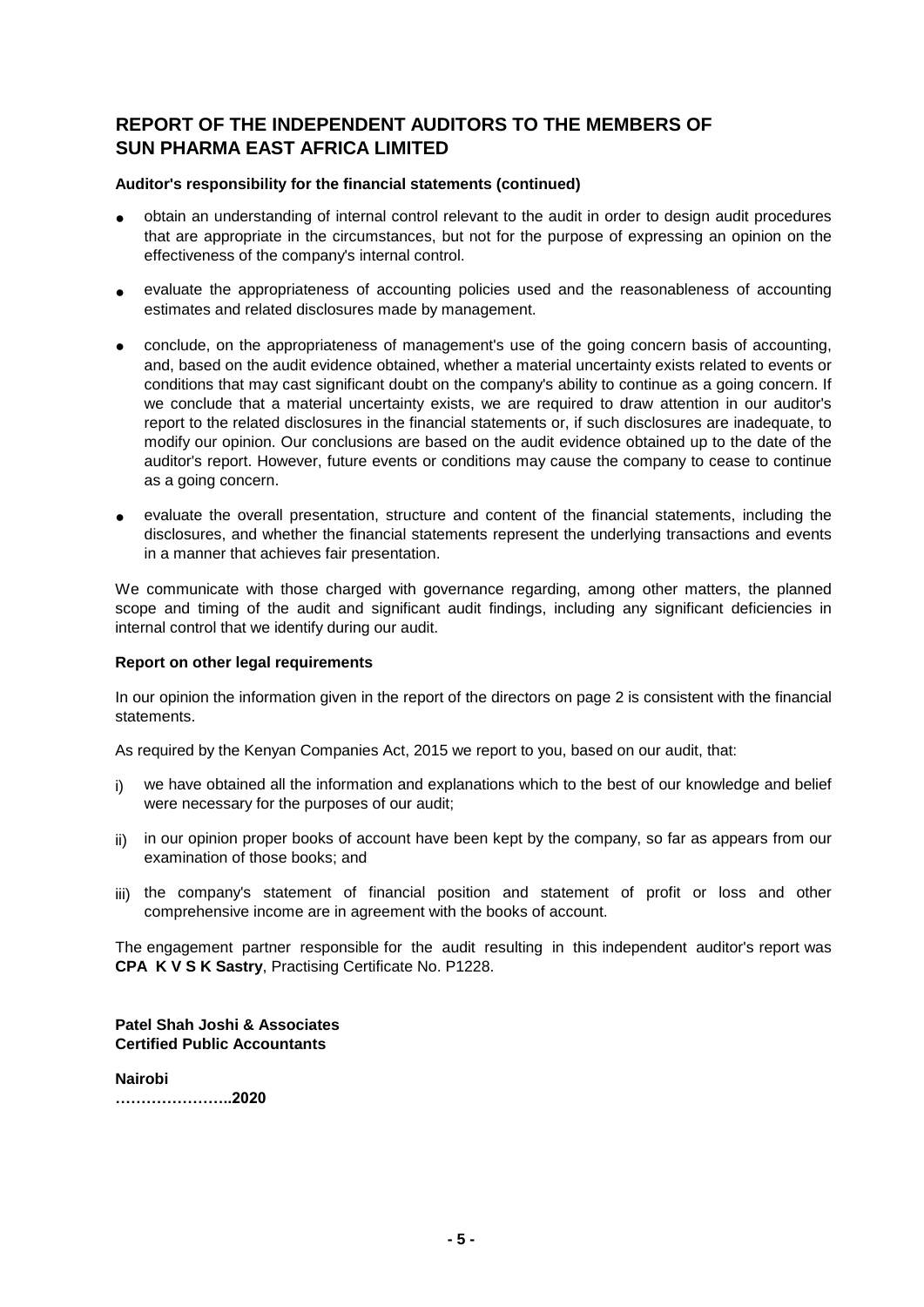# REPORT OF THE INDEPENDENT AUDITORS TO THE MEMBERS OF SUN PHARMA EAST AFRICA LIMITED

**Auditor's responsibility for the financial statements (continued)**

- obtain an understanding of internal control relevant to the audit in order to design audit procedures that are appropriate in the circumstances, but not for the purpose of expressing an opinion on the effectiveness of the company's internal control.
- evaluate the appropriateness of accounting policies used and the reasonableness of accounting estimates and related disclosures made by management.
- conclude, on the appropriateness of management's use of the going concern basis of accounting, and, based on the audit evidence obtained, whether a material uncertainty exists related to events or conditions that may cast significant doubt on the company's ability to continue as a going concern. If we conclude that a material uncertainty exists, we are required to draw attention in our auditor's report to the related disclosures in the financial statements or, if such disclosures are inadequate, to modify our opinion. Our conclusions are based on the audit evidence obtained up to the date of the auditor's report. However, future events or conditions may cause the company to cease to continue as a going concern.
- evaluate the overall presentation, structure and content of the financial statements, including the disclosures, and whether the financial statements represent the underlying transactions and events in a manner that achieves fair presentation.

We communicate with those charged with governance regarding, among other matters, the planned scope and timing of the audit and significant audit findings, including any significant deficiencies in internal control that we identify during our audit.

**Report on other legal requirements**

In our opinion the information given in the report of the directors on page 2 is consistent with the financial statements.

As required by the Kenyan Companies Act, 2015 we report to you, based on our audit, that:

i) we have obtained all the information and explanations which to the best of our knowledge and belief were necessary for the purposes of our audit;

ii) in our opinion proper books of account have been kept by the company, so far as appears from our examination of those books; and

iii) the company's statement of financial position and statement of profit or loss and other comprehensive income are in agreement with the books of account.

The engagement partner responsible for the audit resulting in this independent auditor's report was **CPA K V S K Sastry**, Practising Certificate No. P1228.

**Patel Shah Joshi & Associates**
**Certified Public Accountants**

**Nairobi**
**…………………..2020**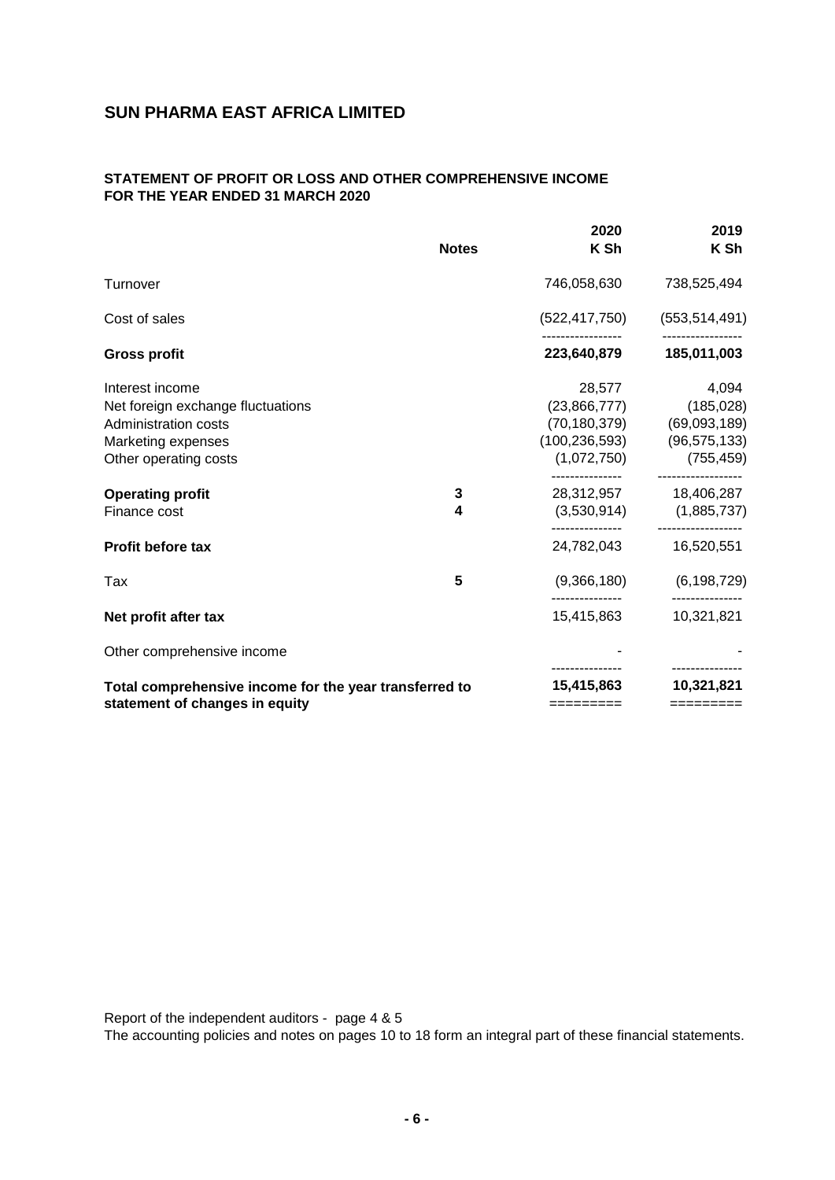# SUN PHARMA EAST AFRICA LIMITED

## STATEMENT OF PROFIT OR LOSS AND OTHER COMPREHENSIVE INCOME FOR THE YEAR ENDED 31 MARCH 2020

| | Notes | 2020 K Sh | 2019 K Sh |
|---|---|---|---|
| Turnover | | 746,058,630 | 738,525,494 |
| Cost of sales | | (522,417,750) | (553,514,491) |
| **Gross profit** | | **223,640,879** | **185,011,003** |
| Interest income | | 28,577 | 4,094 |
| Net foreign exchange fluctuations | | (23,866,777) | (185,028) |
| Administration costs | | (70,180,379) | (69,093,189) |
| Marketing expenses | | (100,236,593) | (96,575,133) |
| Other operating costs | | (1,072,750) | (755,459) |
| **Operating profit** | 3 | 28,312,957 | 18,406,287 |
| Finance cost | 4 | (3,530,914) | (1,885,737) |
| **Profit before tax** | | 24,782,043 | 16,520,551 |
| Tax | 5 | (9,366,180) | (6,198,729) |
| **Net profit after tax** | | 15,415,863 | 10,321,821 |
| Other comprehensive income | | - | - |
| **Total comprehensive income for the year transferred to statement of changes in equity** | | **15,415,863** | **10,321,821** |

Report of the independent auditors - page 4 & 5

The accounting policies and notes on pages 10 to 18 form an integral part of these financial statements.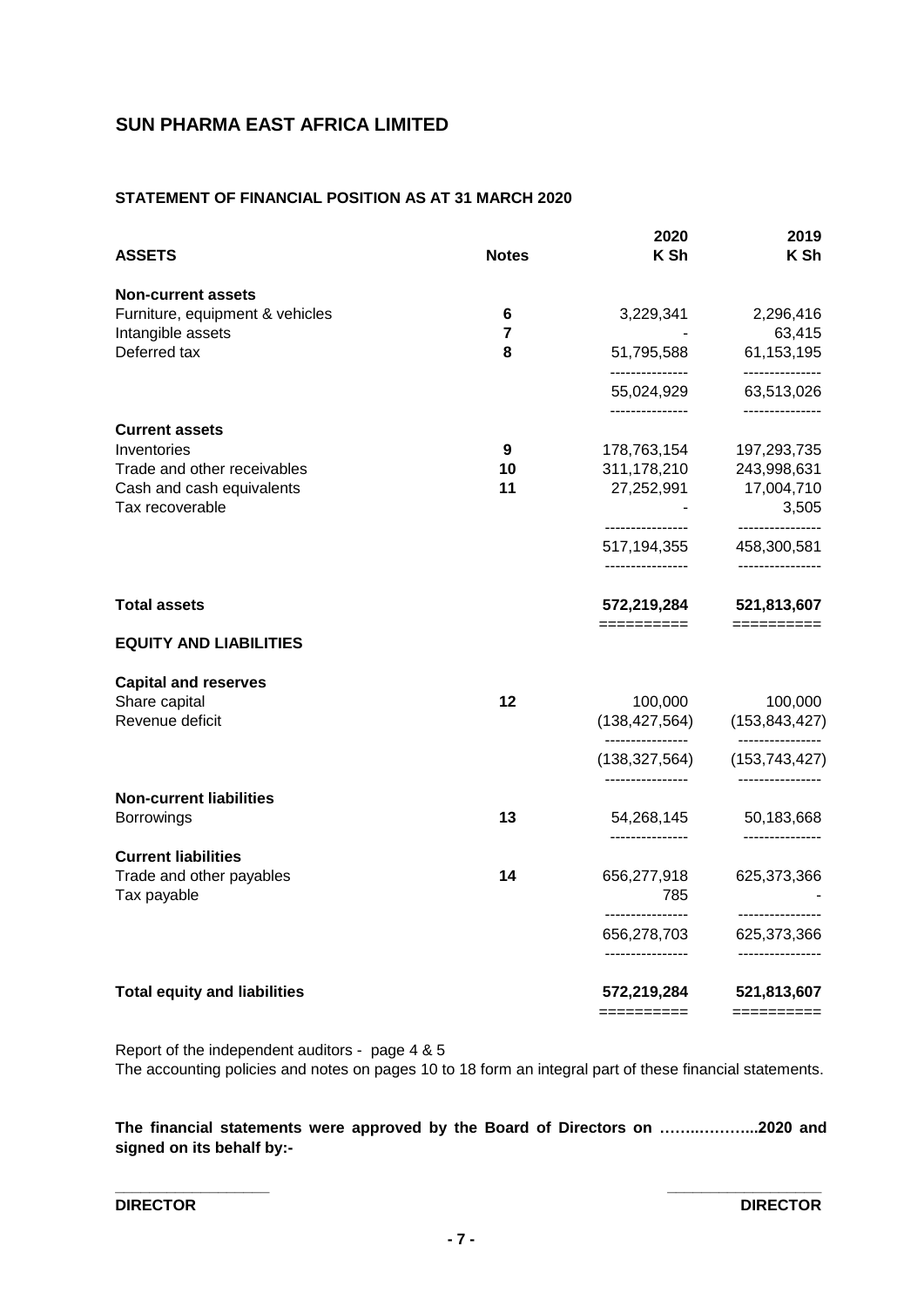## SUN PHARMA EAST AFRICA LIMITED

### STATEMENT OF FINANCIAL POSITION AS AT 31 MARCH 2020

| ASSETS | Notes | 2020 K Sh | 2019 K Sh |
|---|---|---|---|
| **Non-current assets** | | | |
| Furniture, equipment & vehicles | 6 | 3,229,341 | 2,296,416 |
| Intangible assets | 7 | - | 63,415 |
| Deferred tax | 8 | 51,795,588 | 61,153,195 |
| | | 55,024,929 | 63,513,026 |
| **Current assets** | | | |
| Inventories | 9 | 178,763,154 | 197,293,735 |
| Trade and other receivables | 10 | 311,178,210 | 243,998,631 |
| Cash and cash equivalents | 11 | 27,252,991 | 17,004,710 |
| Tax recoverable | | - | 3,505 |
| | | 517,194,355 | 458,300,581 |
| **Total assets** | | **572,219,284** | **521,813,607** |
| **EQUITY AND LIABILITIES** | | | |
| **Capital and reserves** | | | |
| Share capital | 12 | 100,000 | 100,000 |
| Revenue deficit | | (138,427,564) | (153,843,427) |
| | | (138,327,564) | (153,743,427) |
| **Non-current liabilities** | | | |
| Borrowings | 13 | 54,268,145 | 50,183,668 |
| **Current liabilities** | | | |
| Trade and other payables | 14 | 656,277,918 | 625,373,366 |
| Tax payable | | 785 | - |
| | | 656,278,703 | 625,373,366 |
| **Total equity and liabilities** | | **572,219,284** | **521,813,607** |

Report of the independent auditors - page 4 & 5

The accounting policies and notes on pages 10 to 18 form an integral part of these financial statements.

**The financial statements were approved by the Board of Directors on ……..………...2020 and signed on its behalf by:-**

\_\_\_\_\_\_\_\_\_\_\_\_\_\_\_\_\_\_ \_\_\_\_\_\_\_\_\_\_\_\_\_\_\_\_\_\_

**DIRECTOR** **DIRECTOR**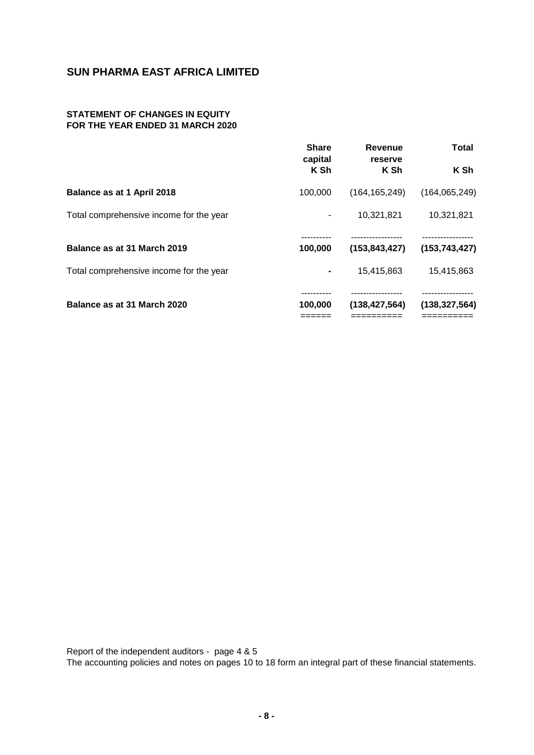# SUN PHARMA EAST AFRICA LIMITED

## STATEMENT OF CHANGES IN EQUITY
## FOR THE YEAR ENDED 31 MARCH 2020

| | Share capital K Sh | Revenue reserve K Sh | Total K Sh |
|---|---|---|---|
| **Balance as at 1 April 2018** | 100,000 | (164,165,249) | (164,065,249) |
| Total comprehensive income for the year | - | 10,321,821 | 10,321,821 |
| **Balance as at 31 March 2019** | **100,000** | **(153,843,427)** | **(153,743,427)** |
| Total comprehensive income for the year | **-** | 15,415,863 | 15,415,863 |
| **Balance as at 31 March 2020** | **100,000** | **(138,427,564)** | **(138,327,564)** |

Report of the independent auditors - page 4 & 5

The accounting policies and notes on pages 10 to 18 form an integral part of these financial statements.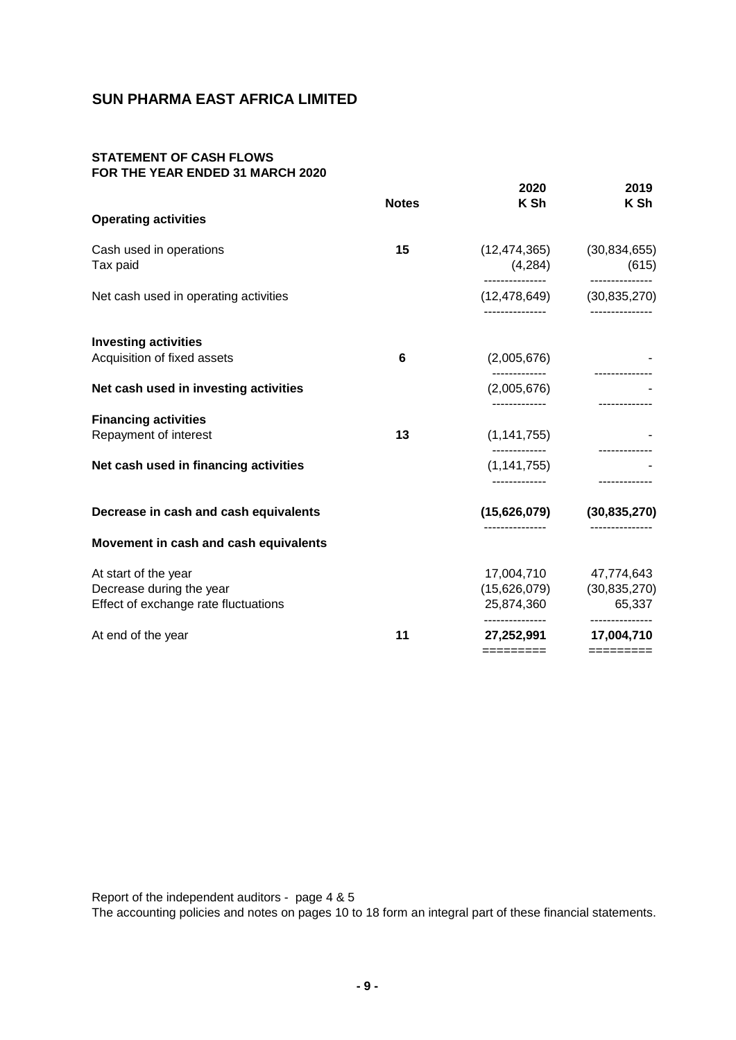# SUN PHARMA EAST AFRICA LIMITED

## STATEMENT OF CASH FLOWS
## FOR THE YEAR ENDED 31 MARCH 2020

| | Notes | 2020 K Sh | 2019 K Sh |
|---|---|---|---|
| **Operating activities** | | | |
| Cash used in operations | 15 | (12,474,365) | (30,834,655) |
| Tax paid | | (4,284) | (615) |
| Net cash used in operating activities | | (12,478,649) | (30,835,270) |
| **Investing activities** | | | |
| Acquisition of fixed assets | 6 | (2,005,676) | - |
| **Net cash used in investing activities** | | (2,005,676) | - |
| **Financing activities** | | | |
| Repayment of interest | 13 | (1,141,755) | - |
| **Net cash used in financing activities** | | (1,141,755) | - |
| **Decrease in cash and cash equivalents** | | **(15,626,079)** | **(30,835,270)** |
| **Movement in cash and cash equivalents** | | | |
| At start of the year | | 17,004,710 | 47,774,643 |
| Decrease during the year | | (15,626,079) | (30,835,270) |
| Effect of exchange rate fluctuations | | 25,874,360 | 65,337 |
| At end of the year | 11 | **27,252,991** | **17,004,710** |

Report of the independent auditors - page 4 & 5

The accounting policies and notes on pages 10 to 18 form an integral part of these financial statements.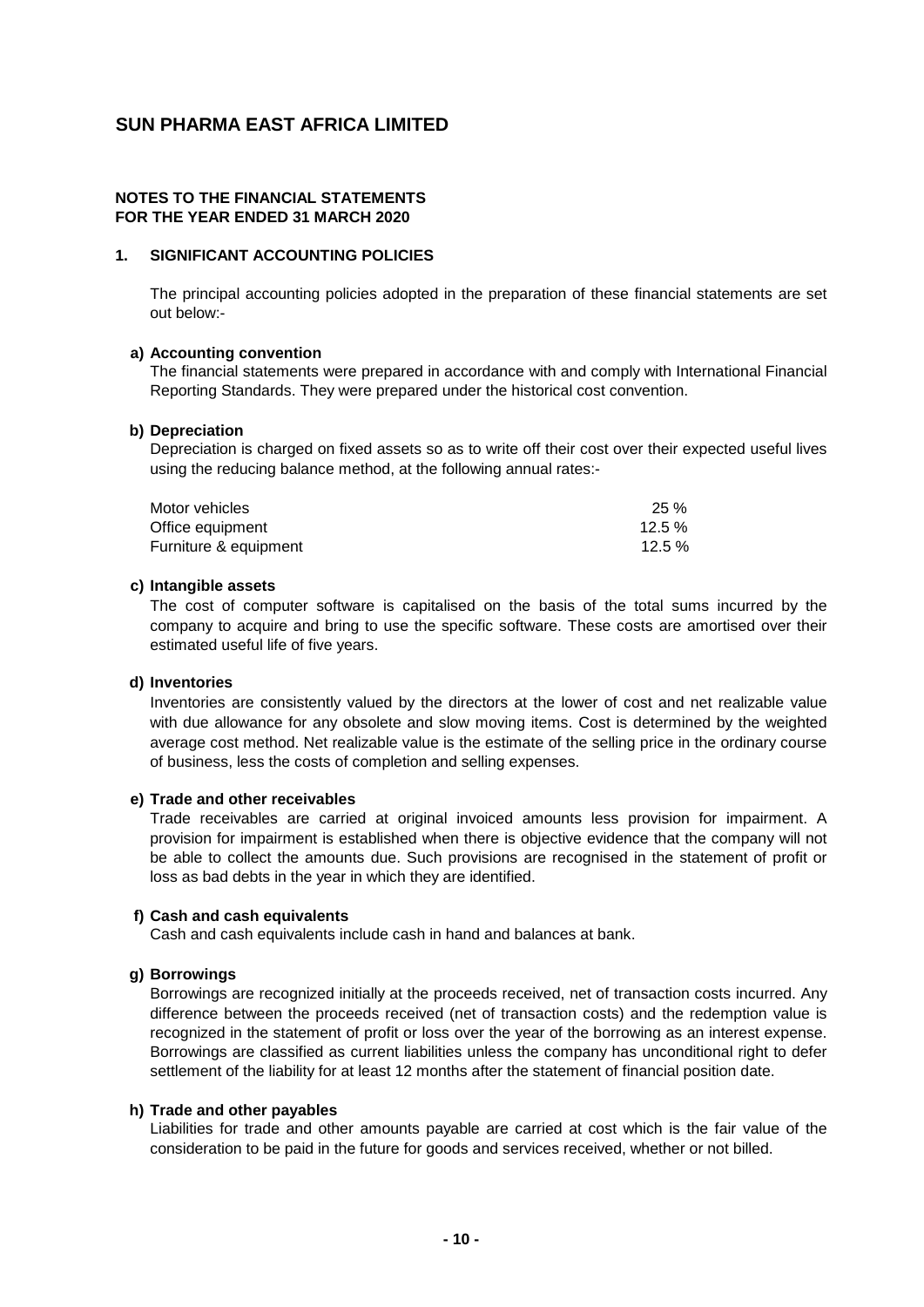# SUN PHARMA EAST AFRICA LIMITED

## NOTES TO THE FINANCIAL STATEMENTS
## FOR THE YEAR ENDED 31 MARCH 2020

### 1. SIGNIFICANT ACCOUNTING POLICIES

The principal accounting policies adopted in the preparation of these financial statements are set out below:-

**a) Accounting convention**

The financial statements were prepared in accordance with and comply with International Financial Reporting Standards. They were prepared under the historical cost convention.

**b) Depreciation**

Depreciation is charged on fixed assets so as to write off their cost over their expected useful lives using the reducing balance method, at the following annual rates:-

| | |
|---|---|
| Motor vehicles | 25 % |
| Office equipment | 12.5 % |
| Furniture & equipment | 12.5 % |

**c) Intangible assets**

The cost of computer software is capitalised on the basis of the total sums incurred by the company to acquire and bring to use the specific software. These costs are amortised over their estimated useful life of five years.

**d) Inventories**

Inventories are consistently valued by the directors at the lower of cost and net realizable value with due allowance for any obsolete and slow moving items. Cost is determined by the weighted average cost method. Net realizable value is the estimate of the selling price in the ordinary course of business, less the costs of completion and selling expenses.

**e) Trade and other receivables**

Trade receivables are carried at original invoiced amounts less provision for impairment. A provision for impairment is established when there is objective evidence that the company will not be able to collect the amounts due. Such provisions are recognised in the statement of profit or loss as bad debts in the year in which they are identified.

**f) Cash and cash equivalents**

Cash and cash equivalents include cash in hand and balances at bank.

**g) Borrowings**

Borrowings are recognized initially at the proceeds received, net of transaction costs incurred. Any difference between the proceeds received (net of transaction costs) and the redemption value is recognized in the statement of profit or loss over the year of the borrowing as an interest expense. Borrowings are classified as current liabilities unless the company has unconditional right to defer settlement of the liability for at least 12 months after the statement of financial position date.

**h) Trade and other payables**

Liabilities for trade and other amounts payable are carried at cost which is the fair value of the consideration to be paid in the future for goods and services received, whether or not billed.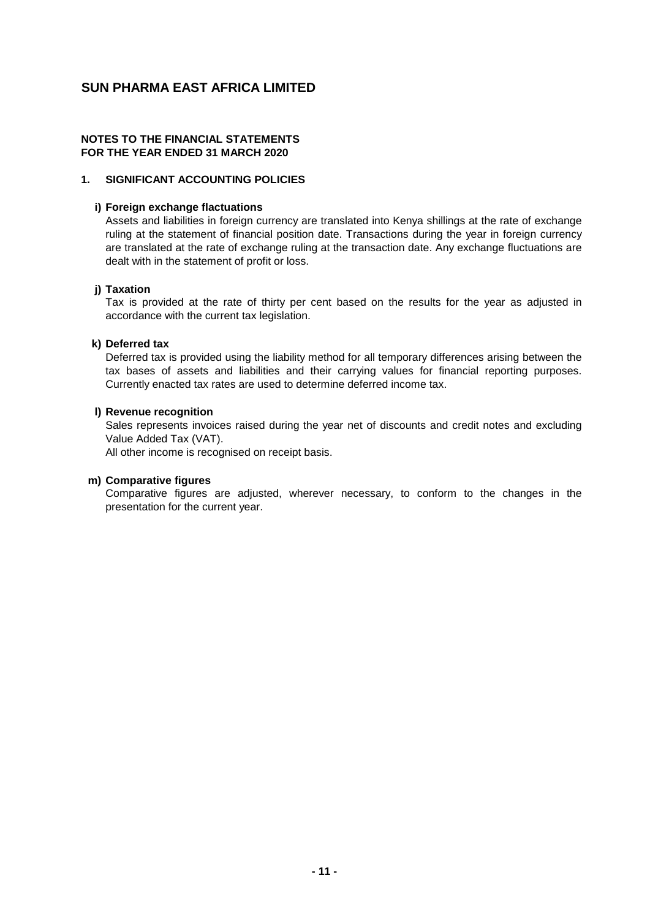# SUN PHARMA EAST AFRICA LIMITED

**NOTES TO THE FINANCIAL STATEMENTS**
**FOR THE YEAR ENDED 31 MARCH 2020**

## 1. SIGNIFICANT ACCOUNTING POLICIES

**i) Foreign exchange flactuations**

Assets and liabilities in foreign currency are translated into Kenya shillings at the rate of exchange ruling at the statement of financial position date. Transactions during the year in foreign currency are translated at the rate of exchange ruling at the transaction date. Any exchange fluctuations are dealt with in the statement of profit or loss.

**j) Taxation**

Tax is provided at the rate of thirty per cent based on the results for the year as adjusted in accordance with the current tax legislation.

**k) Deferred tax**

Deferred tax is provided using the liability method for all temporary differences arising between the tax bases of assets and liabilities and their carrying values for financial reporting purposes. Currently enacted tax rates are used to determine deferred income tax.

**l) Revenue recognition**

Sales represents invoices raised during the year net of discounts and credit notes and excluding Value Added Tax (VAT).

All other income is recognised on receipt basis.

**m) Comparative figures**

Comparative figures are adjusted, wherever necessary, to conform to the changes in the presentation for the current year.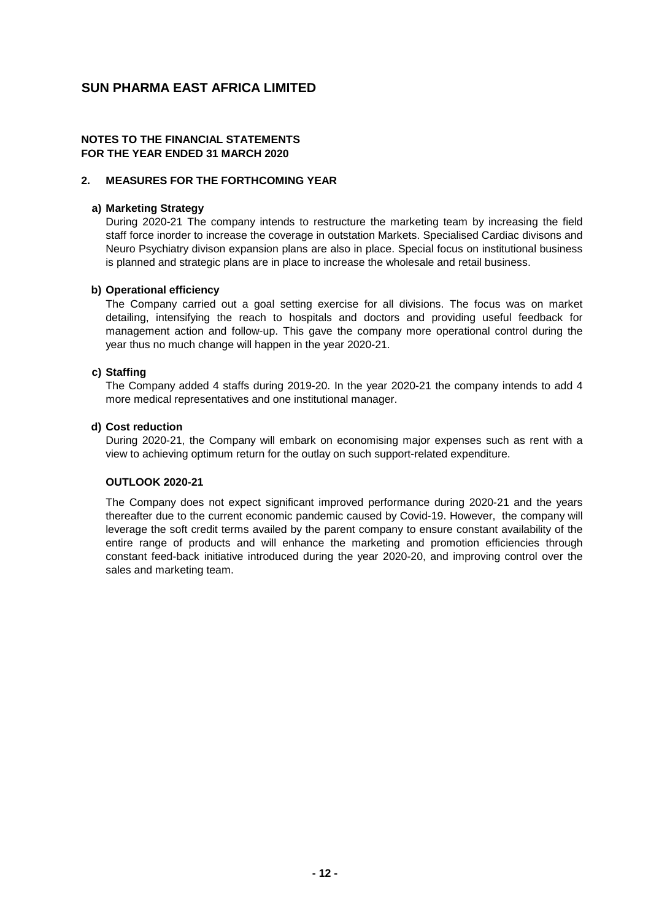# SUN PHARMA EAST AFRICA LIMITED

**NOTES TO THE FINANCIAL STATEMENTS**
**FOR THE YEAR ENDED 31 MARCH 2020**

## 2. MEASURES FOR THE FORTHCOMING YEAR

### a) Marketing Strategy

During 2020-21 The company intends to restructure the marketing team by increasing the field staff force inorder to increase the coverage in outstation Markets. Specialised Cardiac divisons and Neuro Psychiatry divison expansion plans are also in place. Special focus on institutional business is planned and strategic plans are in place to increase the wholesale and retail business.

### b) Operational efficiency

The Company carried out a goal setting exercise for all divisions. The focus was on market detailing, intensifying the reach to hospitals and doctors and providing useful feedback for management action and follow-up. This gave the company more operational control during the year thus no much change will happen in the year 2020-21.

### c) Staffing

The Company added 4 staffs during 2019-20. In the year 2020-21 the company intends to add 4 more medical representatives and one institutional manager.

### d) Cost reduction

During 2020-21, the Company will embark on economising major expenses such as rent with a view to achieving optimum return for the outlay on such support-related expenditure.

### OUTLOOK 2020-21

The Company does not expect significant improved performance during 2020-21 and the years thereafter due to the current economic pandemic caused by Covid-19. However, the company will leverage the soft credit terms availed by the parent company to ensure constant availability of the entire range of products and will enhance the marketing and promotion efficiencies through constant feed-back initiative introduced during the year 2020-20, and improving control over the sales and marketing team.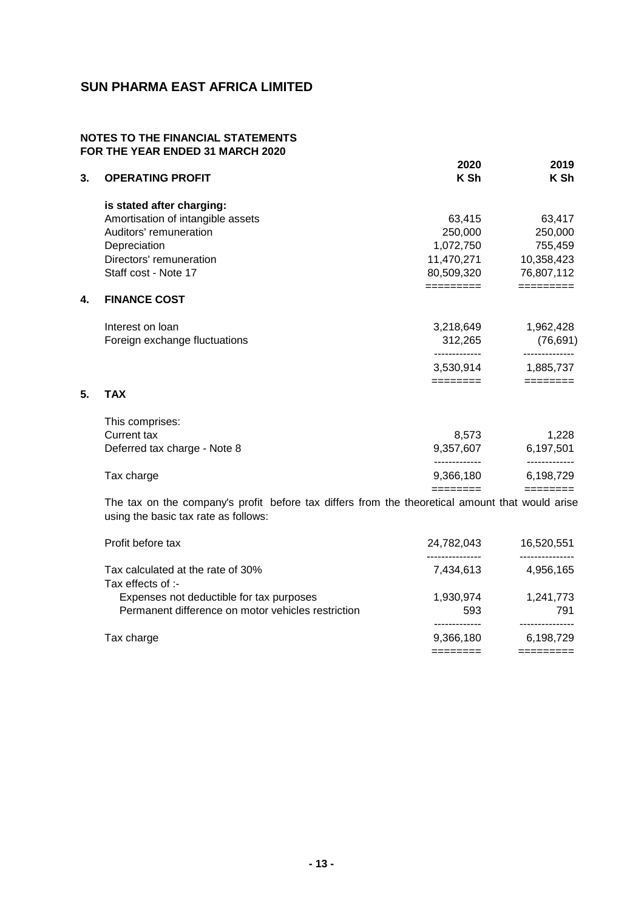# SUN PHARMA EAST AFRICA LIMITED

## NOTES TO THE FINANCIAL STATEMENTS
## FOR THE YEAR ENDED 31 MARCH 2020

| | | 2020 | 2019 |
|---|---|---|---|
| **3.** | **OPERATING PROFIT** | **K Sh** | **K Sh** |
| | **is stated after charging:** | | |
| | Amortisation of intangible assets | 63,415 | 63,417 |
| | Auditors' remuneration | 250,000 | 250,000 |
| | Depreciation | 1,072,750 | 755,459 |
| | Directors' remuneration | 11,470,271 | 10,358,423 |
| | Staff cost - Note 17 | 80,509,320 | 76,807,112 |
| **4.** | **FINANCE COST** | | |
| | Interest on loan | 3,218,649 | 1,962,428 |
| | Foreign exchange fluctuations | 312,265 | (76,691) |
| | | 3,530,914 | 1,885,737 |
| **5.** | **TAX** | | |
| | This comprises: | | |
| | Current tax | 8,573 | 1,228 |
| | Deferred tax charge - Note 8 | 9,357,607 | 6,197,501 |
| | Tax charge | 9,366,180 | 6,198,729 |

The tax on the company's profit before tax differs from the theoretical amount that would arise using the basic tax rate as follows:

| | 2020 | 2019 |
|---|---|---|
| Profit before tax | 24,782,043 | 16,520,551 |
| Tax calculated at the rate of 30% | 7,434,613 | 4,956,165 |
| Tax effects of :- | | |
| Expenses not deductible for tax purposes | 1,930,974 | 1,241,773 |
| Permanent difference on motor vehicles restriction | 593 | 791 |
| Tax charge | 9,366,180 | 6,198,729 |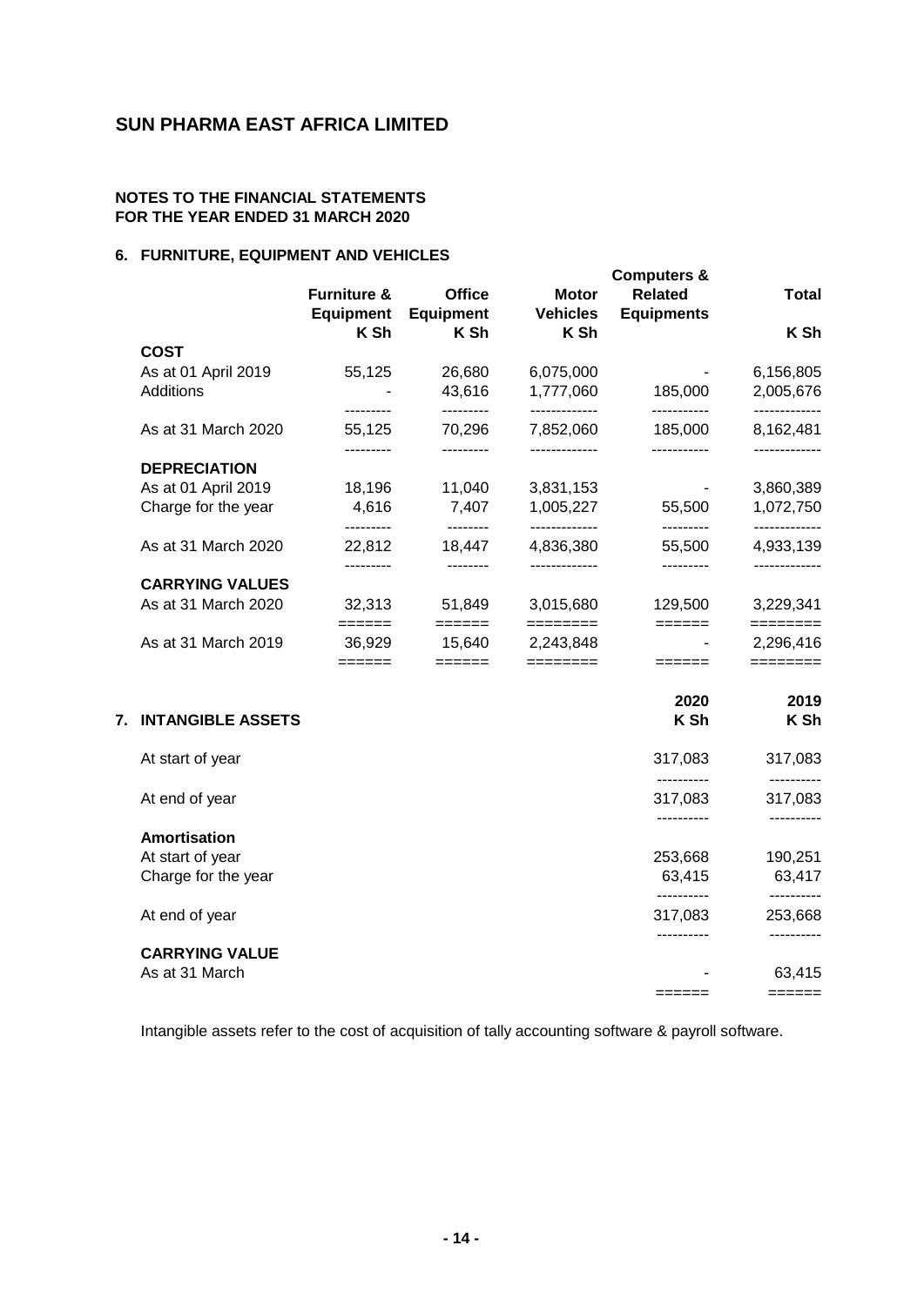## SUN PHARMA EAST AFRICA LIMITED

**NOTES TO THE FINANCIAL STATEMENTS**
**FOR THE YEAR ENDED 31 MARCH 2020**

### 6. FURNITURE, EQUIPMENT AND VEHICLES

| | Furniture & Equipment K Sh | Office Equipment K Sh | Motor Vehicles K Sh | Computers & Related Equipments | Total K Sh |
|---|---|---|---|---|---|
| **COST** | | | | | |
| As at 01 April 2019 | 55,125 | 26,680 | 6,075,000 | - | 6,156,805 |
| Additions | - | 43,616 | 1,777,060 | 185,000 | 2,005,676 |
| As at 31 March 2020 | 55,125 | 70,296 | 7,852,060 | 185,000 | 8,162,481 |
| **DEPRECIATION** | | | | | |
| As at 01 April 2019 | 18,196 | 11,040 | 3,831,153 | - | 3,860,389 |
| Charge for the year | 4,616 | 7,407 | 1,005,227 | 55,500 | 1,072,750 |
| As at 31 March 2020 | 22,812 | 18,447 | 4,836,380 | 55,500 | 4,933,139 |
| **CARRYING VALUES** | | | | | |
| As at 31 March 2020 | 32,313 | 51,849 | 3,015,680 | 129,500 | 3,229,341 |
| As at 31 March 2019 | 36,929 | 15,640 | 2,243,848 | - | 2,296,416 |

### 7. INTANGIBLE ASSETS

| | 2020 K Sh | 2019 K Sh |
|---|---|---|
| At start of year | 317,083 | 317,083 |
| At end of year | 317,083 | 317,083 |
| **Amortisation** | | |
| At start of year | 253,668 | 190,251 |
| Charge for the year | 63,415 | 63,417 |
| At end of year | 317,083 | 253,668 |
| **CARRYING VALUE** | | |
| As at 31 March | - | 63,415 |

Intangible assets refer to the cost of acquisition of tally accounting software & payroll software.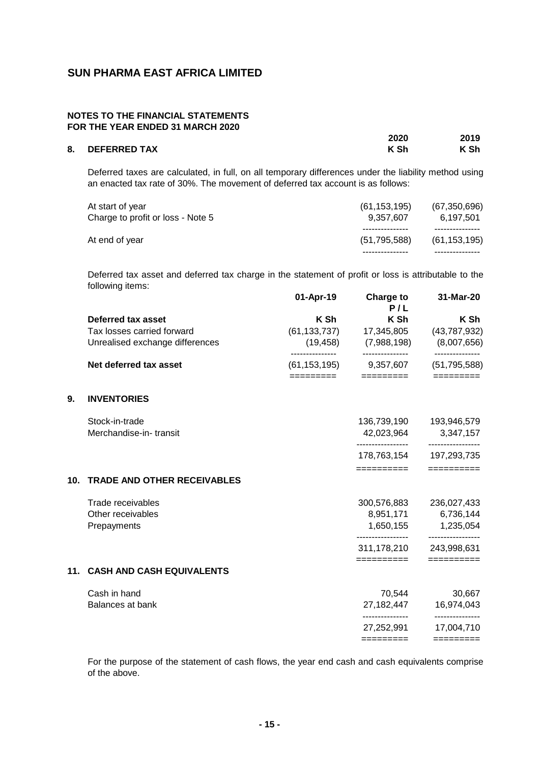## SUN PHARMA EAST AFRICA LIMITED

**NOTES TO THE FINANCIAL STATEMENTS**
**FOR THE YEAR ENDED 31 MARCH 2020**

| | 2020 | 2019 |
|---|---|---|
| **8. DEFERRED TAX** | **K Sh** | **K Sh** |

Deferred taxes are calculated, in full, on all temporary differences under the liability method using an enacted tax rate of 30%. The movement of deferred tax account is as follows:

| | 2020 | 2019 |
|---|---|---|
| At start of year | (61,153,195) | (67,350,696) |
| Charge to profit or loss - Note 5 | 9,357,607 | 6,197,501 |
| At end of year | (51,795,588) | (61,153,195) |

Deferred tax asset and deferred tax charge in the statement of profit or loss is attributable to the following items:

| | 01-Apr-19 | Charge to P / L | 31-Mar-20 |
|---|---|---|---|
| **Deferred tax asset** | **K Sh** | **K Sh** | **K Sh** |
| Tax losses carried forward | (61,133,737) | 17,345,805 | (43,787,932) |
| Unrealised exchange differences | (19,458) | (7,988,198) | (8,007,656) |
| **Net deferred tax asset** | (61,153,195) | 9,357,607 | (51,795,588) |

## 9. INVENTORIES

| | 2020 | 2019 |
|---|---|---|
| Stock-in-trade | 136,739,190 | 193,946,579 |
| Merchandise-in- transit | 42,023,964 | 3,347,157 |
| | 178,763,154 | 197,293,735 |

## 10. TRADE AND OTHER RECEIVABLES

| | 2020 | 2019 |
|---|---|---|
| Trade receivables | 300,576,883 | 236,027,433 |
| Other receivables | 8,951,171 | 6,736,144 |
| Prepayments | 1,650,155 | 1,235,054 |
| | 311,178,210 | 243,998,631 |

## 11. CASH AND CASH EQUIVALENTS

| | 2020 | 2019 |
|---|---|---|
| Cash in hand | 70,544 | 30,667 |
| Balances at bank | 27,182,447 | 16,974,043 |
| | 27,252,991 | 17,004,710 |

For the purpose of the statement of cash flows, the year end cash and cash equivalents comprise of the above.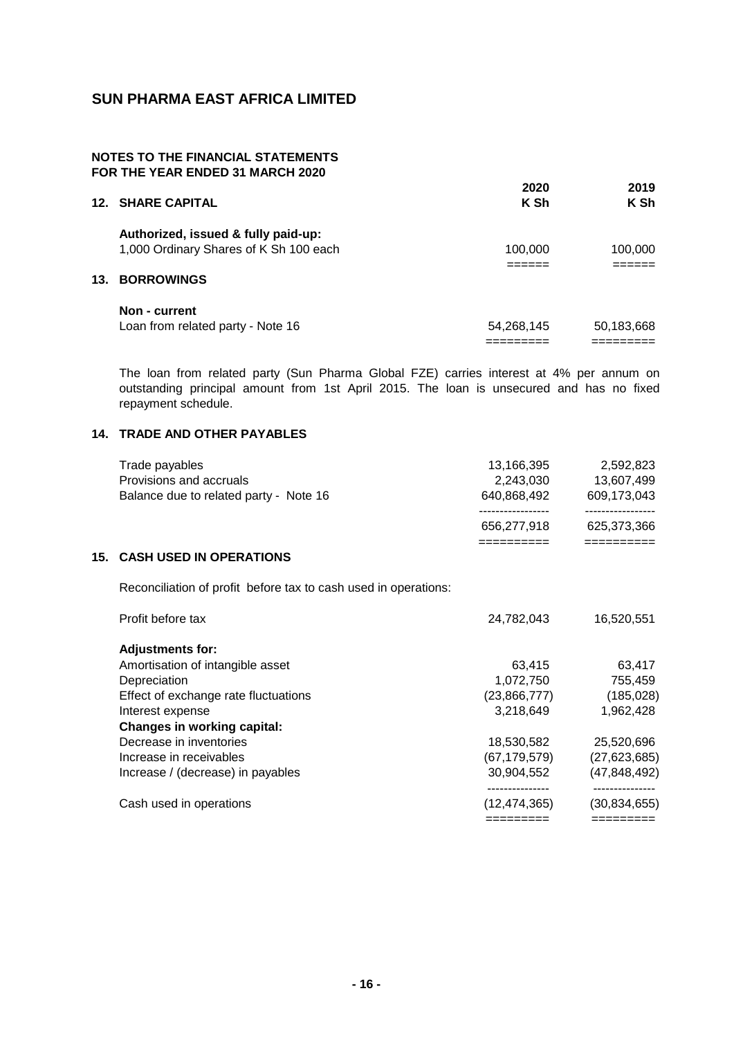# SUN PHARMA EAST AFRICA LIMITED

**NOTES TO THE FINANCIAL STATEMENTS**
**FOR THE YEAR ENDED 31 MARCH 2020**

## 12. SHARE CAPITAL

| | 2020 K Sh | 2019 K Sh |
|---|---|---|
| **Authorized, issued & fully paid-up:** | | |
| 1,000 Ordinary Shares of K Sh 100 each | 100,000 | 100,000 |

## 13. BORROWINGS

| | 2020 K Sh | 2019 K Sh |
|---|---|---|
| **Non - current** | | |
| Loan from related party - Note 16 | 54,268,145 | 50,183,668 |

The loan from related party (Sun Pharma Global FZE) carries interest at 4% per annum on outstanding principal amount from 1st April 2015. The loan is unsecured and has no fixed repayment schedule.

## 14. TRADE AND OTHER PAYABLES

| | 2020 K Sh | 2019 K Sh |
|---|---|---|
| Trade payables | 13,166,395 | 2,592,823 |
| Provisions and accruals | 2,243,030 | 13,607,499 |
| Balance due to related party - Note 16 | 640,868,492 | 609,173,043 |
| | 656,277,918 | 625,373,366 |

## 15. CASH USED IN OPERATIONS

Reconciliation of profit before tax to cash used in operations:

| | 2020 K Sh | 2019 K Sh |
|---|---|---|
| Profit before tax | 24,782,043 | 16,520,551 |
| **Adjustments for:** | | |
| Amortisation of intangible asset | 63,415 | 63,417 |
| Depreciation | 1,072,750 | 755,459 |
| Effect of exchange rate fluctuations | (23,866,777) | (185,028) |
| Interest expense | 3,218,649 | 1,962,428 |
| **Changes in working capital:** | | |
| Decrease in inventories | 18,530,582 | 25,520,696 |
| Increase in receivables | (67,179,579) | (27,623,685) |
| Increase / (decrease) in payables | 30,904,552 | (47,848,492) |
| Cash used in operations | (12,474,365) | (30,834,655) |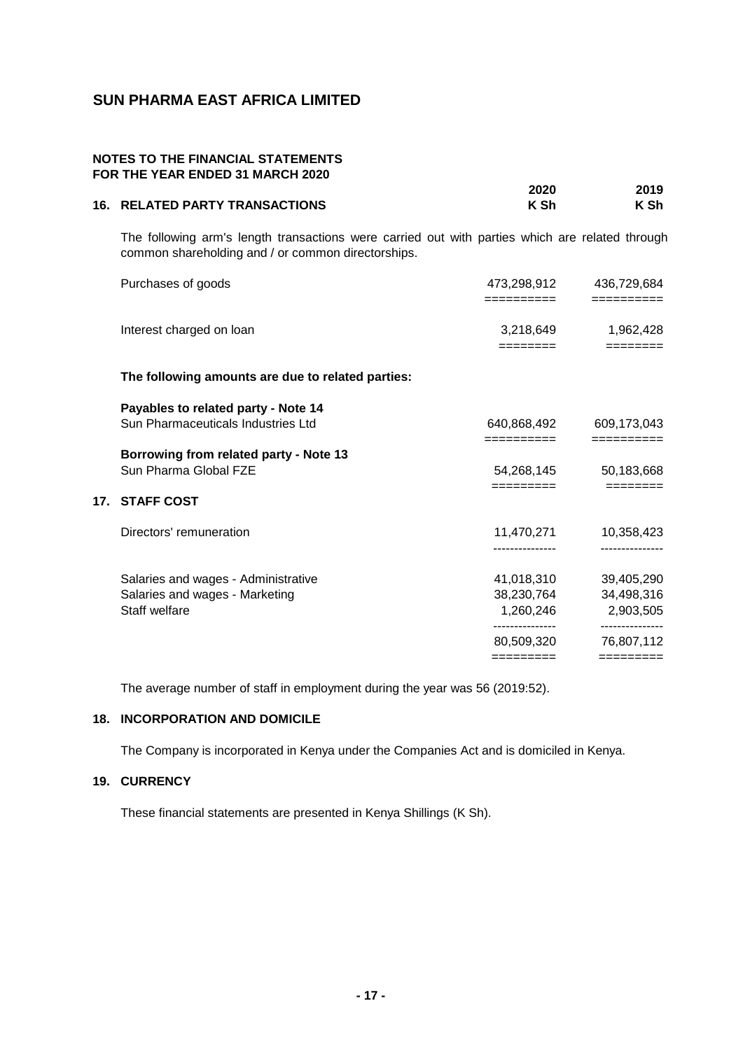# SUN PHARMA EAST AFRICA LIMITED

**NOTES TO THE FINANCIAL STATEMENTS**
**FOR THE YEAR ENDED 31 MARCH 2020**

## 16. RELATED PARTY TRANSACTIONS

The following arm's length transactions were carried out with parties which are related through common shareholding and / or common directorships.

| | 2020<br>K Sh | 2019<br>K Sh |
|---|---|---|
| Purchases of goods | 473,298,912 | 436,729,684 |
| Interest charged on loan | 3,218,649 | 1,962,428 |

**The following amounts are due to related parties:**

| | 2020<br>K Sh | 2019<br>K Sh |
|---|---|---|
| **Payables to related party - Note 14** | | |
| Sun Pharmaceuticals Industries Ltd | 640,868,492 | 609,173,043 |
| **Borrowing from related party - Note 13** | | |
| Sun Pharma Global FZE | 54,268,145 | 50,183,668 |

## 17. STAFF COST

| | 2020<br>K Sh | 2019<br>K Sh |
|---|---|---|
| Directors' remuneration | 11,470,271 | 10,358,423 |
| Salaries and wages - Administrative | 41,018,310 | 39,405,290 |
| Salaries and wages - Marketing | 38,230,764 | 34,498,316 |
| Staff welfare | 1,260,246 | 2,903,505 |
| | 80,509,320 | 76,807,112 |

The average number of staff in employment during the year was 56 (2019:52).

## 18. INCORPORATION AND DOMICILE

The Company is incorporated in Kenya under the Companies Act and is domiciled in Kenya.

## 19. CURRENCY

These financial statements are presented in Kenya Shillings (K Sh).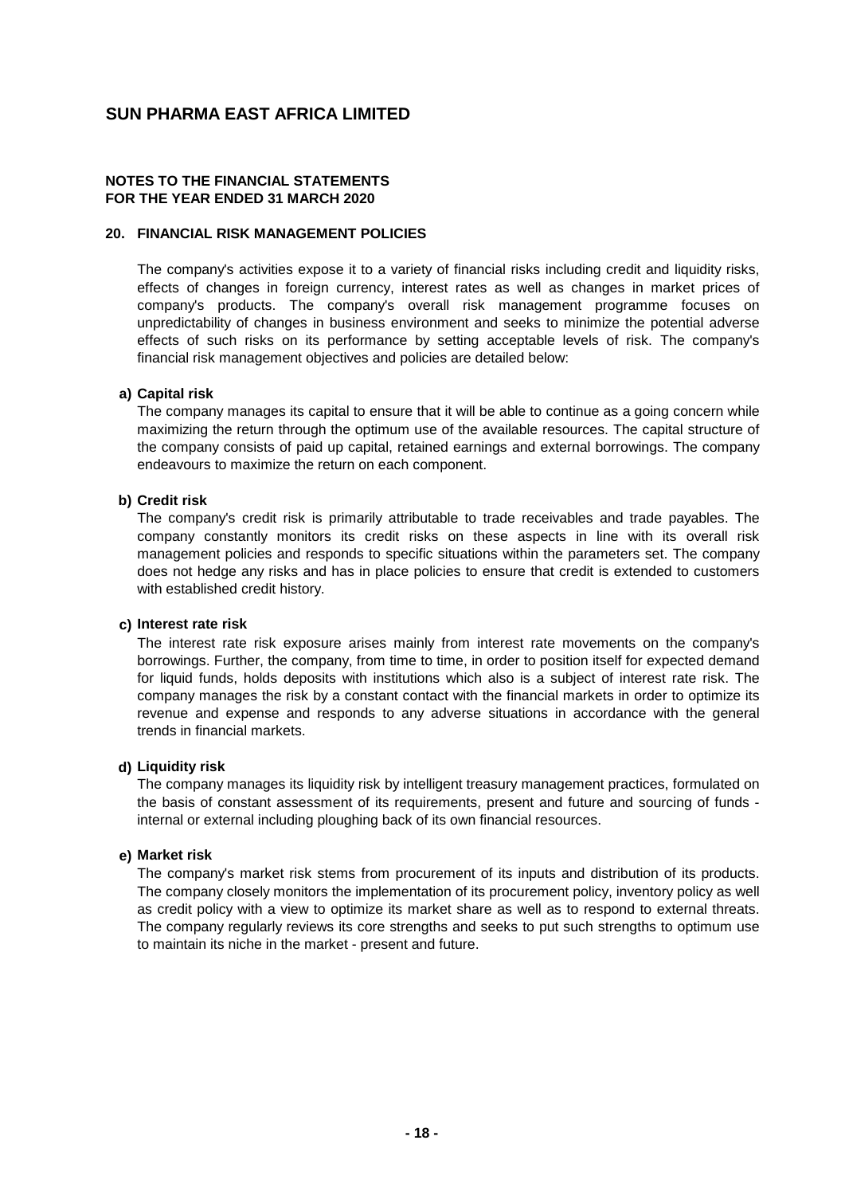# SUN PHARMA EAST AFRICA LIMITED

**NOTES TO THE FINANCIAL STATEMENTS**
**FOR THE YEAR ENDED 31 MARCH 2020**

## 20. FINANCIAL RISK MANAGEMENT POLICIES

The company's activities expose it to a variety of financial risks including credit and liquidity risks, effects of changes in foreign currency, interest rates as well as changes in market prices of company's products. The company's overall risk management programme focuses on unpredictability of changes in business environment and seeks to minimize the potential adverse effects of such risks on its performance by setting acceptable levels of risk. The company's financial risk management objectives and policies are detailed below:

**a) Capital risk**

The company manages its capital to ensure that it will be able to continue as a going concern while maximizing the return through the optimum use of the available resources. The capital structure of the company consists of paid up capital, retained earnings and external borrowings. The company endeavours to maximize the return on each component.

**b) Credit risk**

The company's credit risk is primarily attributable to trade receivables and trade payables. The company constantly monitors its credit risks on these aspects in line with its overall risk management policies and responds to specific situations within the parameters set. The company does not hedge any risks and has in place policies to ensure that credit is extended to customers with established credit history.

**c) Interest rate risk**

The interest rate risk exposure arises mainly from interest rate movements on the company's borrowings. Further, the company, from time to time, in order to position itself for expected demand for liquid funds, holds deposits with institutions which also is a subject of interest rate risk. The company manages the risk by a constant contact with the financial markets in order to optimize its revenue and expense and responds to any adverse situations in accordance with the general trends in financial markets.

**d) Liquidity risk**

The company manages its liquidity risk by intelligent treasury management practices, formulated on the basis of constant assessment of its requirements, present and future and sourcing of funds - internal or external including ploughing back of its own financial resources.

**e) Market risk**

The company's market risk stems from procurement of its inputs and distribution of its products. The company closely monitors the implementation of its procurement policy, inventory policy as well as credit policy with a view to optimize its market share as well as to respond to external threats. The company regularly reviews its core strengths and seeks to put such strengths to optimum use to maintain its niche in the market - present and future.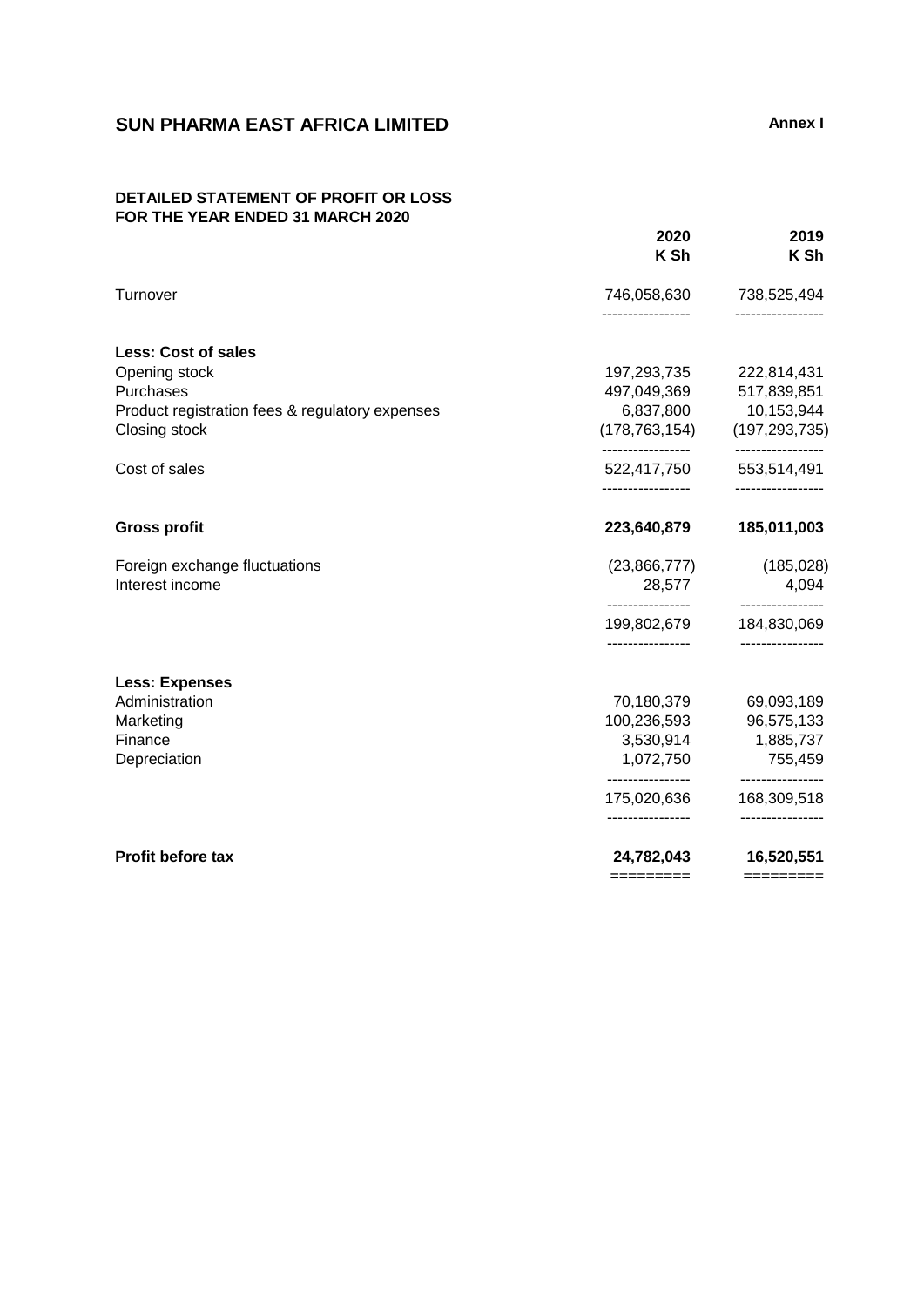# SUN PHARMA EAST AFRICA LIMITED

**Annex I**

## DETAILED STATEMENT OF PROFIT OR LOSS
## FOR THE YEAR ENDED 31 MARCH 2020

| | 2020 K Sh | 2019 K Sh |
|---|---|---|
| Turnover | 746,058,630 | 738,525,494 |
| **Less: Cost of sales** | | |
| Opening stock | 197,293,735 | 222,814,431 |
| Purchases | 497,049,369 | 517,839,851 |
| Product registration fees & regulatory expenses | 6,837,800 | 10,153,944 |
| Closing stock | (178,763,154) | (197,293,735) |
| Cost of sales | 522,417,750 | 553,514,491 |
| **Gross profit** | **223,640,879** | **185,011,003** |
| Foreign exchange fluctuations | (23,866,777) | (185,028) |
| Interest income | 28,577 | 4,094 |
| | 199,802,679 | 184,830,069 |
| **Less: Expenses** | | |
| Administration | 70,180,379 | 69,093,189 |
| Marketing | 100,236,593 | 96,575,133 |
| Finance | 3,530,914 | 1,885,737 |
| Depreciation | 1,072,750 | 755,459 |
| | 175,020,636 | 168,309,518 |
| **Profit before tax** | **24,782,043** | **16,520,551** |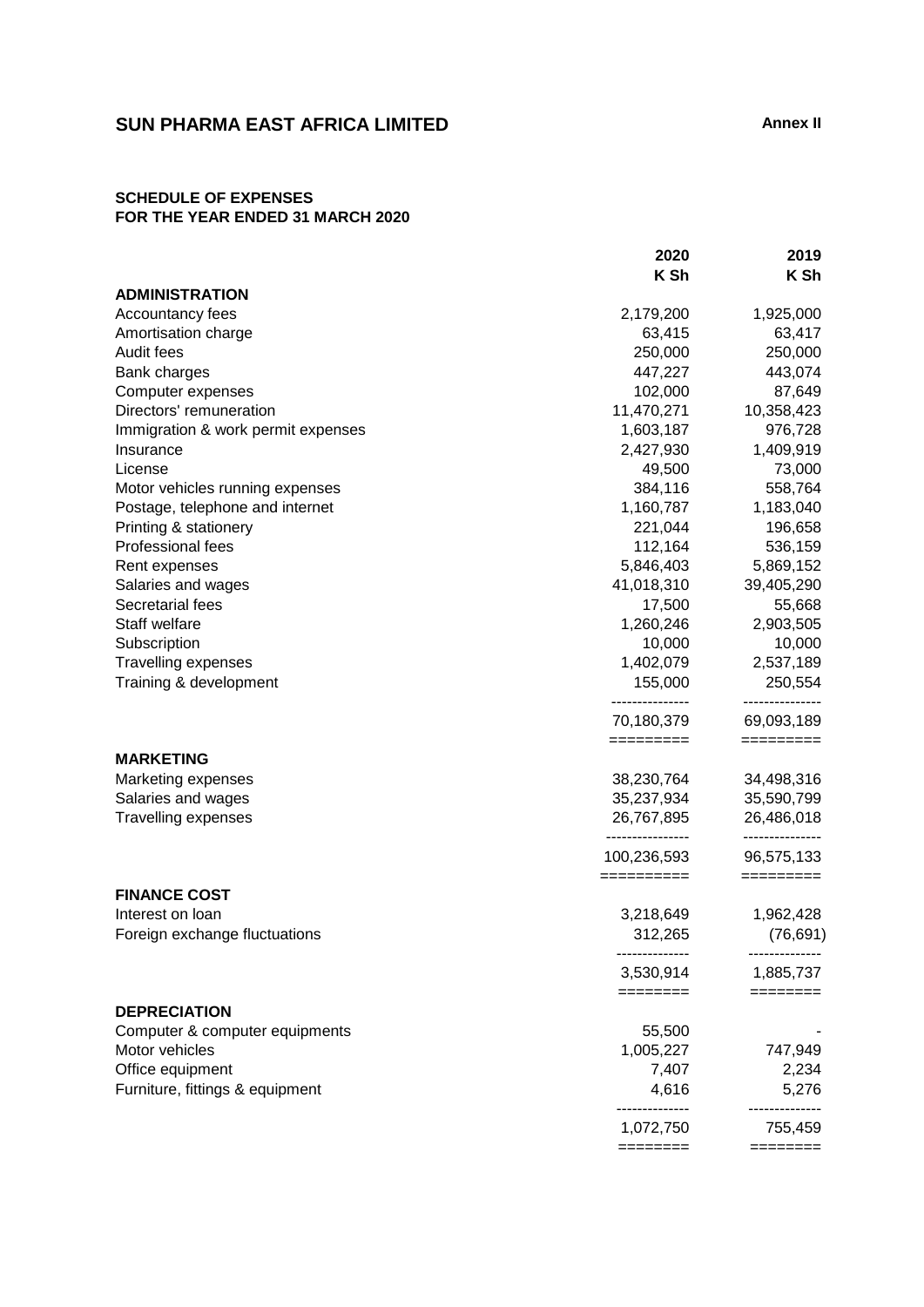# SUN PHARMA EAST AFRICA LIMITED

**Annex II**

**SCHEDULE OF EXPENSES**
**FOR THE YEAR ENDED 31 MARCH 2020**

| | 2020 | 2019 |
|---|---|---|
| | K Sh | K Sh |
| **ADMINISTRATION** | | |
| Accountancy fees | 2,179,200 | 1,925,000 |
| Amortisation charge | 63,415 | 63,417 |
| Audit fees | 250,000 | 250,000 |
| Bank charges | 447,227 | 443,074 |
| Computer expenses | 102,000 | 87,649 |
| Directors' remuneration | 11,470,271 | 10,358,423 |
| Immigration & work permit expenses | 1,603,187 | 976,728 |
| Insurance | 2,427,930 | 1,409,919 |
| License | 49,500 | 73,000 |
| Motor vehicles running expenses | 384,116 | 558,764 |
| Postage, telephone and internet | 1,160,787 | 1,183,040 |
| Printing & stationery | 221,044 | 196,658 |
| Professional fees | 112,164 | 536,159 |
| Rent expenses | 5,846,403 | 5,869,152 |
| Salaries and wages | 41,018,310 | 39,405,290 |
| Secretarial fees | 17,500 | 55,668 |
| Staff welfare | 1,260,246 | 2,903,505 |
| Subscription | 10,000 | 10,000 |
| Travelling expenses | 1,402,079 | 2,537,189 |
| Training & development | 155,000 | 250,554 |
| | 70,180,379 | 69,093,189 |
| **MARKETING** | | |
| Marketing expenses | 38,230,764 | 34,498,316 |
| Salaries and wages | 35,237,934 | 35,590,799 |
| Travelling expenses | 26,767,895 | 26,486,018 |
| | 100,236,593 | 96,575,133 |
| **FINANCE COST** | | |
| Interest on loan | 3,218,649 | 1,962,428 |
| Foreign exchange fluctuations | 312,265 | (76,691) |
| | 3,530,914 | 1,885,737 |
| **DEPRECIATION** | | |
| Computer & computer equipments | 55,500 | - |
| Motor vehicles | 1,005,227 | 747,949 |
| Office equipment | 7,407 | 2,234 |
| Furniture, fittings & equipment | 4,616 | 5,276 |
| | 1,072,750 | 755,459 |